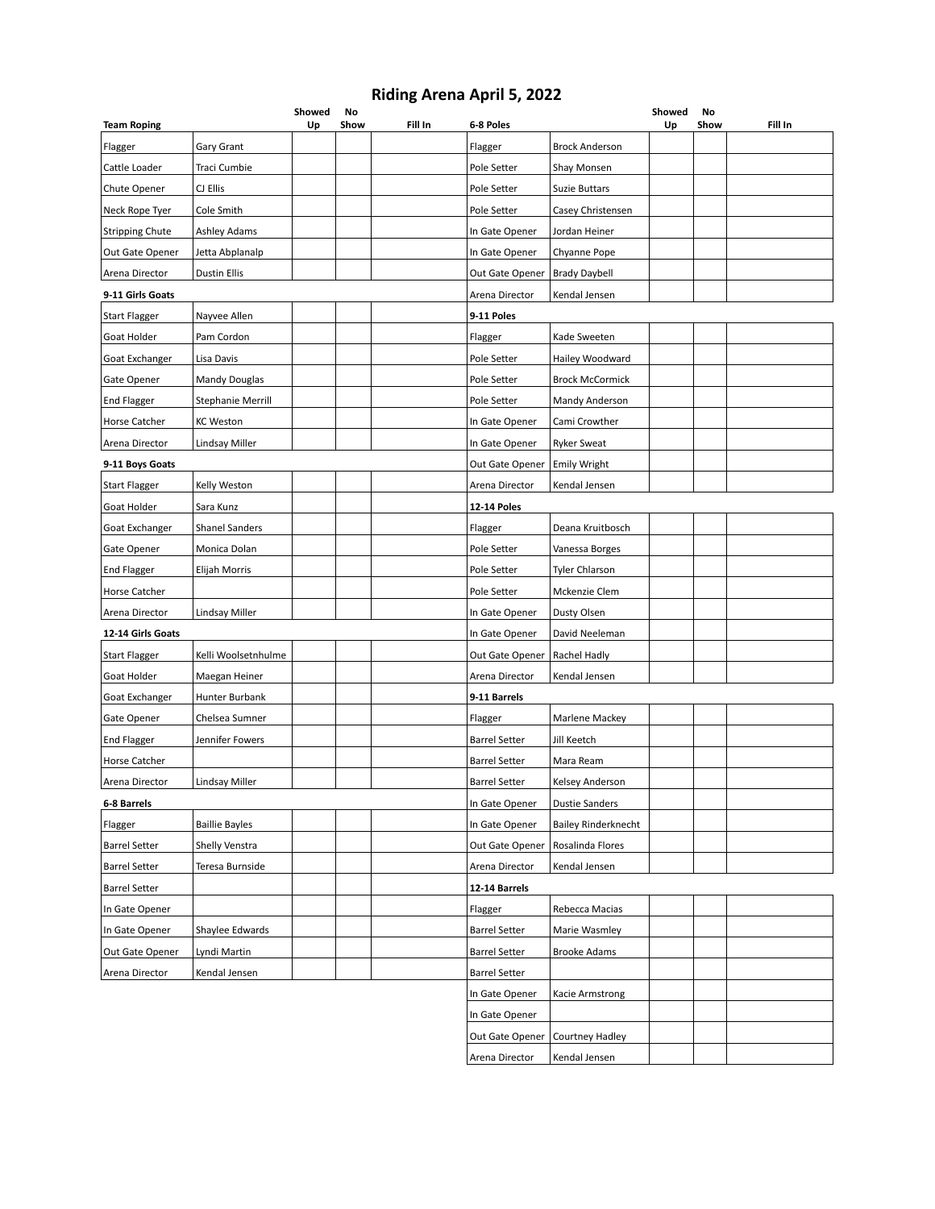# Riding Arena April 5, 2022

| Team Roping | | Showed Up | No Show | Fill In |
|---|---|---|---|---|
| Flagger | Gary Grant | | | |
| Cattle Loader | Traci Cumbie | | | |
| Chute Opener | CJ Ellis | | | |
| Neck Rope Tyer | Cole Smith | | | |
| Stripping Chute | Ashley Adams | | | |
| Out Gate Opener | Jetta Abplanalp | | | |
| Arena Director | Dustin Ellis | | | |
| **9-11 Girls Goats** | | | | |
| Start Flagger | Nayvee Allen | | | |
| Goat Holder | Pam Cordon | | | |
| Goat Exchanger | Lisa Davis | | | |
| Gate Opener | Mandy Douglas | | | |
| End Flagger | Stephanie Merrill | | | |
| Horse Catcher | KC Weston | | | |
| Arena Director | Lindsay Miller | | | |
| **9-11 Boys Goats** | | | | |
| Start Flagger | Kelly Weston | | | |
| Goat Holder | Sara Kunz | | | |
| Goat Exchanger | Shanel Sanders | | | |
| Gate Opener | Monica Dolan | | | |
| End Flagger | Elijah Morris | | | |
| Horse Catcher | | | | |
| Arena Director | Lindsay Miller | | | |
| **12-14 Girls Goats** | | | | |
| Start Flagger | Kelli Woolsetnhulme | | | |
| Goat Holder | Maegan Heiner | | | |
| Goat Exchanger | Hunter Burbank | | | |
| Gate Opener | Chelsea Sumner | | | |
| End Flagger | Jennifer Fowers | | | |
| Horse Catcher | | | | |
| Arena Director | Lindsay Miller | | | |
| **6-8 Barrels** | | | | |
| Flagger | Baillie Bayles | | | |
| Barrel Setter | Shelly Venstra | | | |
| Barrel Setter | Teresa Burnside | | | |
| Barrel Setter | | | | |
| In Gate Opener | | | | |
| In Gate Opener | Shaylee Edwards | | | |
| Out Gate Opener | Lyndi Martin | | | |
| Arena Director | Kendal Jensen | | | |

| 6-8 Poles | | Showed Up | No Show | Fill In |
|---|---|---|---|---|
| Flagger | Brock Anderson | | | |
| Pole Setter | Shay Monsen | | | |
| Pole Setter | Suzie Buttars | | | |
| Pole Setter | Casey Christensen | | | |
| In Gate Opener | Jordan Heiner | | | |
| In Gate Opener | Chyanne Pope | | | |
| Out Gate Opener | Brady Daybell | | | |
| Arena Director | Kendal Jensen | | | |
| **9-11 Poles** | | | | |
| Flagger | Kade Sweeten | | | |
| Pole Setter | Hailey Woodward | | | |
| Pole Setter | Brock McCormick | | | |
| Pole Setter | Mandy Anderson | | | |
| In Gate Opener | Cami Crowther | | | |
| In Gate Opener | Ryker Sweat | | | |
| Out Gate Opener | Emily Wright | | | |
| Arena Director | Kendal Jensen | | | |
| **12-14 Poles** | | | | |
| Flagger | Deana Kruitbosch | | | |
| Pole Setter | Vanessa Borges | | | |
| Pole Setter | Tyler Chlarson | | | |
| Pole Setter | Mckenzie Clem | | | |
| In Gate Opener | Dusty Olsen | | | |
| In Gate Opener | David Neeleman | | | |
| Out Gate Opener | Rachel Hadly | | | |
| Arena Director | Kendal Jensen | | | |
| **9-11 Barrels** | | | | |
| Flagger | Marlene Mackey | | | |
| Barrel Setter | Jill Keetch | | | |
| Barrel Setter | Mara Ream | | | |
| Barrel Setter | Kelsey Anderson | | | |
| In Gate Opener | Dustie Sanders | | | |
| In Gate Opener | Bailey Rinderknecht | | | |
| Out Gate Opener | Rosalinda Flores | | | |
| Arena Director | Kendal Jensen | | | |
| **12-14 Barrels** | | | | |
| Flagger | Rebecca Macias | | | |
| Barrel Setter | Marie Wasmley | | | |
| Barrel Setter | Brooke Adams | | | |
| Barrel Setter | | | | |
| In Gate Opener | Kacie Armstrong | | | |
| In Gate Opener | | | | |
| Out Gate Opener | Courtney Hadley | | | |
| Arena Director | Kendal Jensen | | | |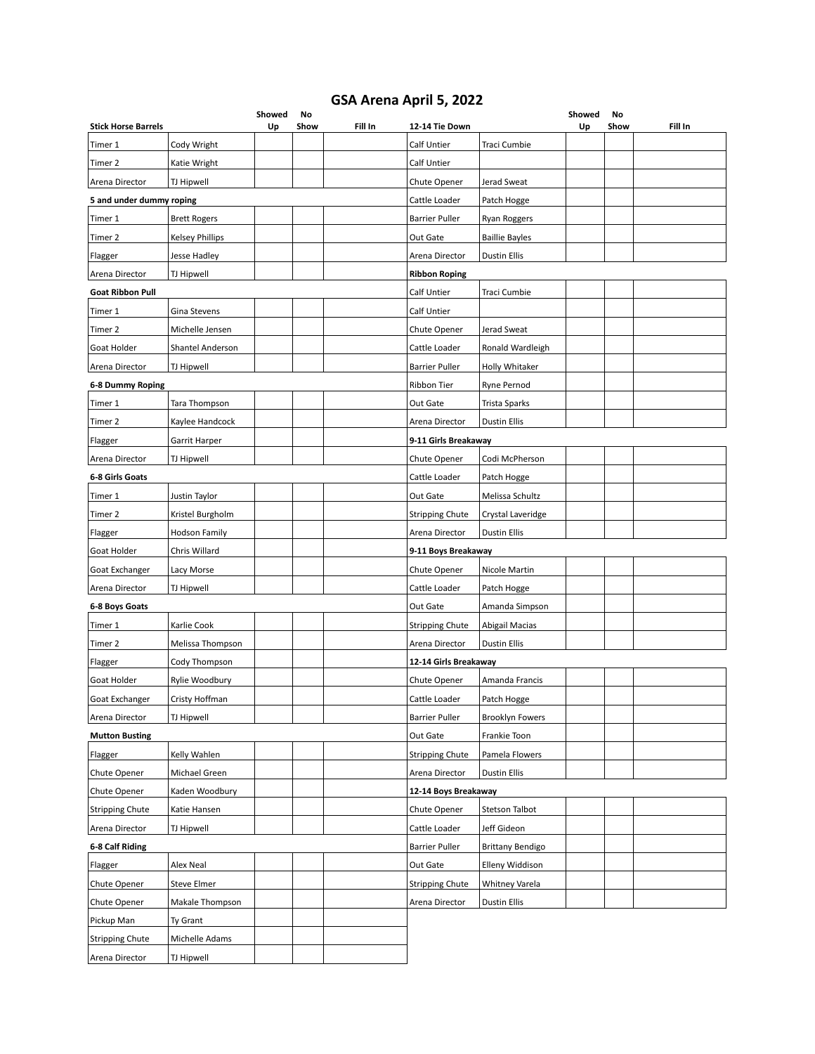# GSA Arena April 5, 2022

| Stick Horse Barrels | | Showed Up | No Show | Fill In |
|---|---|---|---|---|
| Timer 1 | Cody Wright | | | |
| Timer 2 | Katie Wright | | | |
| Arena Director | TJ Hipwell | | | |
| **5 and under dummy roping** | | | | |
| Timer 1 | Brett Rogers | | | |
| Timer 2 | Kelsey Phillips | | | |
| Flagger | Jesse Hadley | | | |
| Arena Director | TJ Hipwell | | | |
| **Goat Ribbon Pull** | | | | |
| Timer 1 | Gina Stevens | | | |
| Timer 2 | Michelle Jensen | | | |
| Goat Holder | Shantel Anderson | | | |
| Arena Director | TJ Hipwell | | | |
| **6-8 Dummy Roping** | | | | |
| Timer 1 | Tara Thompson | | | |
| Timer 2 | Kaylee Handcock | | | |
| Flagger | Garrit Harper | | | |
| Arena Director | TJ Hipwell | | | |
| **6-8 Girls Goats** | | | | |
| Timer 1 | Justin Taylor | | | |
| Timer 2 | Kristel Burgholm | | | |
| Flagger | Hodson Family | | | |
| Goat Holder | Chris Willard | | | |
| Goat Exchanger | Lacy Morse | | | |
| Arena Director | TJ Hipwell | | | |
| **6-8 Boys Goats** | | | | |
| Timer 1 | Karlie Cook | | | |
| Timer 2 | Melissa Thompson | | | |
| Flagger | Cody Thompson | | | |
| Goat Holder | Rylie Woodbury | | | |
| Goat Exchanger | Cristy Hoffman | | | |
| Arena Director | TJ Hipwell | | | |
| **Mutton Busting** | | | | |
| Flagger | Kelly Wahlen | | | |
| Chute Opener | Michael Green | | | |
| Chute Opener | Kaden Woodbury | | | |
| Stripping Chute | Katie Hansen | | | |
| Arena Director | TJ Hipwell | | | |
| **6-8 Calf Riding** | | | | |
| Flagger | Alex Neal | | | |
| Chute Opener | Steve Elmer | | | |
| Chute Opener | Makale Thompson | | | |
| Pickup Man | Ty Grant | | | |
| Stripping Chute | Michelle Adams | | | |
| Arena Director | TJ Hipwell | | | |

| 12-14 Tie Down | | Showed Up | No Show | Fill In |
|---|---|---|---|---|
| Calf Untier | Traci Cumbie | | | |
| Calf Untier | | | | |
| Chute Opener | Jerad Sweat | | | |
| Cattle Loader | Patch Hogge | | | |
| Barrier Puller | Ryan Roggers | | | |
| Out Gate | Baillie Bayles | | | |
| Arena Director | Dustin Ellis | | | |
| **Ribbon Roping** | | | | |
| Calf Untier | Traci Cumbie | | | |
| Calf Untier | | | | |
| Chute Opener | Jerad Sweat | | | |
| Cattle Loader | Ronald Wardleigh | | | |
| Barrier Puller | Holly Whitaker | | | |
| Ribbon Tier | Ryne Pernod | | | |
| Out Gate | Trista Sparks | | | |
| Arena Director | Dustin Ellis | | | |
| **9-11 Girls Breakaway** | | | | |
| Chute Opener | Codi McPherson | | | |
| Cattle Loader | Patch Hogge | | | |
| Out Gate | Melissa Schultz | | | |
| Stripping Chute | Crystal Laveridge | | | |
| Arena Director | Dustin Ellis | | | |
| **9-11 Boys Breakaway** | | | | |
| Chute Opener | Nicole Martin | | | |
| Cattle Loader | Patch Hogge | | | |
| Out Gate | Amanda Simpson | | | |
| Stripping Chute | Abigail Macias | | | |
| Arena Director | Dustin Ellis | | | |
| **12-14 Girls Breakaway** | | | | |
| Chute Opener | Amanda Francis | | | |
| Cattle Loader | Patch Hogge | | | |
| Barrier Puller | Brooklyn Fowers | | | |
| Out Gate | Frankie Toon | | | |
| Stripping Chute | Pamela Flowers | | | |
| Arena Director | Dustin Ellis | | | |
| **12-14 Boys Breakaway** | | | | |
| Chute Opener | Stetson Talbot | | | |
| Cattle Loader | Jeff Gideon | | | |
| Barrier Puller | Brittany Bendigo | | | |
| Out Gate | Elleny Widdison | | | |
| Stripping Chute | Whitney Varela | | | |
| Arena Director | Dustin Ellis | | | |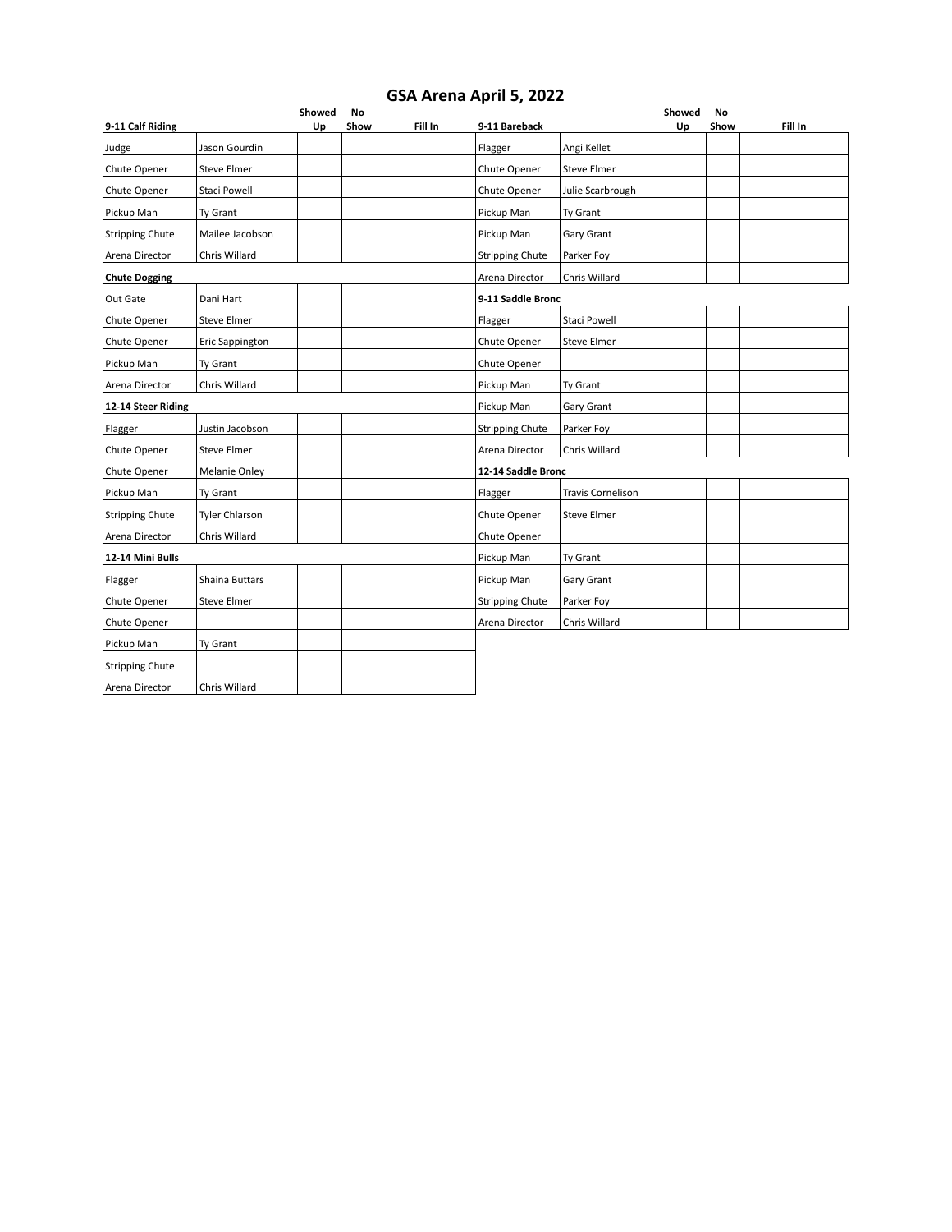# GSA Arena April 5, 2022

| 9-11 Calf Riding | | Showed Up | No Show | Fill In |
|---|---|---|---|---|
| Judge | Jason Gourdin | | | |
| Chute Opener | Steve Elmer | | | |
| Chute Opener | Staci Powell | | | |
| Pickup Man | Ty Grant | | | |
| Stripping Chute | Mailee Jacobson | | | |
| Arena Director | Chris Willard | | | |
| **Chute Dogging** | | | | |
| Out Gate | Dani Hart | | | |
| Chute Opener | Steve Elmer | | | |
| Chute Opener | Eric Sappington | | | |
| Pickup Man | Ty Grant | | | |
| Arena Director | Chris Willard | | | |
| **12-14 Steer Riding** | | | | |
| Flagger | Justin Jacobson | | | |
| Chute Opener | Steve Elmer | | | |
| Chute Opener | Melanie Onley | | | |
| Pickup Man | Ty Grant | | | |
| Stripping Chute | Tyler Chlarson | | | |
| Arena Director | Chris Willard | | | |
| **12-14 Mini Bulls** | | | | |
| Flagger | Shaina Buttars | | | |
| Chute Opener | Steve Elmer | | | |
| Chute Opener | | | | |
| Pickup Man | Ty Grant | | | |
| Stripping Chute | | | | |
| Arena Director | Chris Willard | | | |

| 9-11 Bareback | | Showed Up | No Show | Fill In |
|---|---|---|---|---|
| Flagger | Angi Kellet | | | |
| Chute Opener | Steve Elmer | | | |
| Chute Opener | Julie Scarbrough | | | |
| Pickup Man | Ty Grant | | | |
| Pickup Man | Gary Grant | | | |
| Stripping Chute | Parker Foy | | | |
| Arena Director | Chris Willard | | | |
| **9-11 Saddle Bronc** | | | | |
| Flagger | Staci Powell | | | |
| Chute Opener | Steve Elmer | | | |
| Chute Opener | | | | |
| Pickup Man | Ty Grant | | | |
| Pickup Man | Gary Grant | | | |
| Stripping Chute | Parker Foy | | | |
| Arena Director | Chris Willard | | | |
| **12-14 Saddle Bronc** | | | | |
| Flagger | Travis Cornelison | | | |
| Chute Opener | Steve Elmer | | | |
| Chute Opener | | | | |
| Pickup Man | Ty Grant | | | |
| Pickup Man | Gary Grant | | | |
| Stripping Chute | Parker Foy | | | |
| Arena Director | Chris Willard | | | |